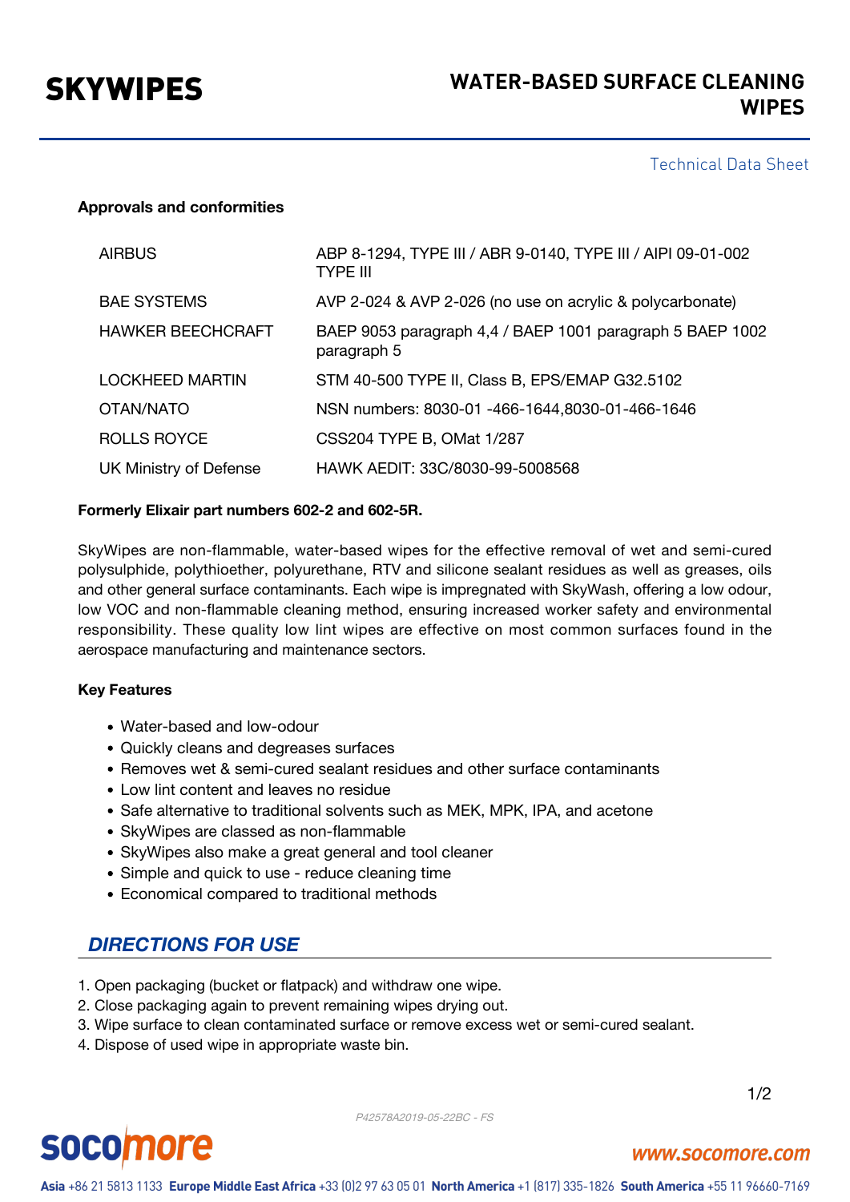# SKYWIPES

## WATER-BASED SURFACE CLEANING WIPES

Technical Data Sheet

**Approvals and conformities**

| | |
|---|---|
| AIRBUS | ABP 8-1294, TYPE III / ABR 9-0140, TYPE III / AIPI 09-01-002 TYPE III |
| BAE SYSTEMS | AVP 2-024 & AVP 2-026 (no use on acrylic & polycarbonate) |
| HAWKER BEECHCRAFT | BAEP 9053 paragraph 4,4 / BAEP 1001 paragraph 5 BAEP 1002 paragraph 5 |
| LOCKHEED MARTIN | STM 40-500 TYPE II, Class B, EPS/EMAP G32.5102 |
| OTAN/NATO | NSN numbers: 8030-01 -466-1644,8030-01-466-1646 |
| ROLLS ROYCE | CSS204 TYPE B, OMat 1/287 |
| UK Ministry of Defense | HAWK AEDIT: 33C/8030-99-5008568 |

**Formerly Elixair part numbers 602-2 and 602-5R.**

SkyWipes are non-flammable, water-based wipes for the effective removal of wet and semi-cured polysulphide, polythioether, polyurethane, RTV and silicone sealant residues as well as greases, oils and other general surface contaminants. Each wipe is impregnated with SkyWash, offering a low odour, low VOC and non-flammable cleaning method, ensuring increased worker safety and environmental responsibility. These quality low lint wipes are effective on most common surfaces found in the aerospace manufacturing and maintenance sectors.

**Key Features**

- Water-based and low-odour
- Quickly cleans and degreases surfaces
- Removes wet & semi-cured sealant residues and other surface contaminants
- Low lint content and leaves no residue
- Safe alternative to traditional solvents such as MEK, MPK, IPA, and acetone
- SkyWipes are classed as non-flammable
- SkyWipes also make a great general and tool cleaner
- Simple and quick to use - reduce cleaning time
- Economical compared to traditional methods

## *DIRECTIONS FOR USE*

1. Open packaging (bucket or flatpack) and withdraw one wipe.
2. Close packaging again to prevent remaining wipes drying out.
3. Wipe surface to clean contaminated surface or remove excess wet or semi-cured sealant.
4. Dispose of used wipe in appropriate waste bin.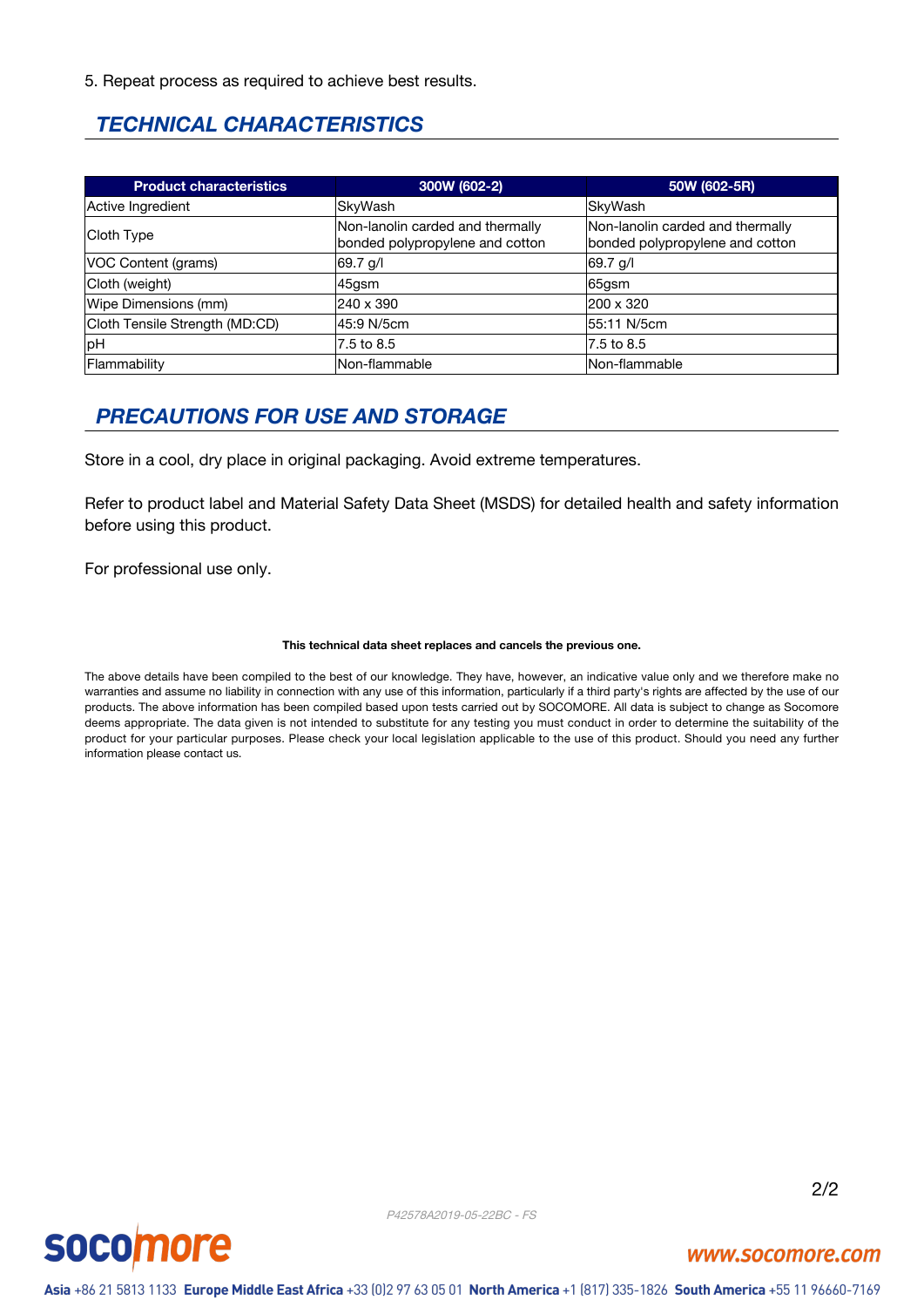5. Repeat process as required to achieve best results.

## TECHNICAL CHARACTERISTICS

| Product characteristics | 300W (602-2) | 50W (602-5R) |
| --- | --- | --- |
| Active Ingredient | SkyWash | SkyWash |
| Cloth Type | Non-lanolin carded and thermally bonded polypropylene and cotton | Non-lanolin carded and thermally bonded polypropylene and cotton |
| VOC Content (grams) | 69.7 g/l | 69.7 g/l |
| Cloth (weight) | 45gsm | 65gsm |
| Wipe Dimensions (mm) | 240 x 390 | 200 x 320 |
| Cloth Tensile Strength (MD:CD) | 45:9 N/5cm | 55:11 N/5cm |
| pH | 7.5 to 8.5 | 7.5 to 8.5 |
| Flammability | Non-flammable | Non-flammable |

## PRECAUTIONS FOR USE AND STORAGE

Store in a cool, dry place in original packaging. Avoid extreme temperatures.

Refer to product label and Material Safety Data Sheet (MSDS) for detailed health and safety information before using this product.

For professional use only.

**This technical data sheet replaces and cancels the previous one.**

The above details have been compiled to the best of our knowledge. They have, however, an indicative value only and we therefore make no warranties and assume no liability in connection with any use of this information, particularly if a third party's rights are affected by the use of our products. The above information has been compiled based upon tests carried out by SOCOMORE. All data is subject to change as Socomore deems appropriate. The data given is not intended to substitute for any testing you must conduct in order to determine the suitability of the product for your particular purposes. Please check your local legislation applicable to the use of this product. Should you need any further information please contact us.

P42578A2019-05-22BC - FS

socomore

www.socomore.com

**Asia** +86 21 5813 1133 **Europe Middle East Africa** +33 (0)2 97 63 05 01 **North America** +1 (817) 335-1826 **South America** +55 11 96660-7169